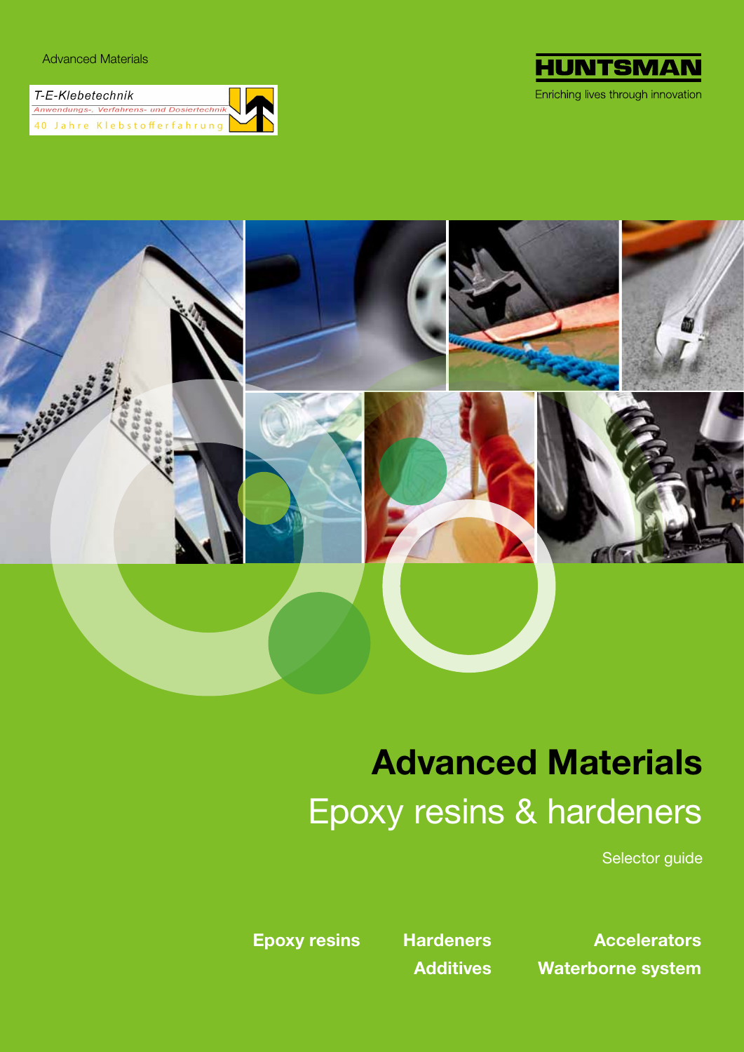Advanced Materials

T-E-Klebetechnik

Anwendungs-, Verfahrens- und Dosiertechnik

40 Jahre Klebstofferfahrung

HUNTSMAN

Enriching lives through innovation

# Advanced Materials

## Epoxy resins & hardeners

Selector guide

**Epoxy resins** **Hardeners** **Accelerators**

**Additives** **Waterborne system**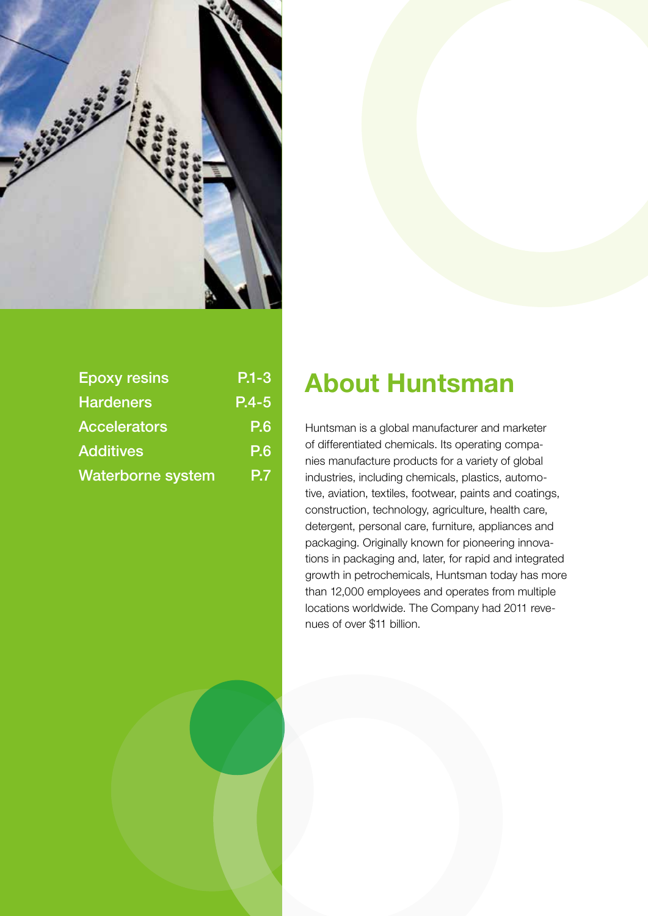| | |
|---|---|
| Epoxy resins | P.1-3 |
| Hardeners | P.4-5 |
| Accelerators | P.6 |
| Additives | P.6 |
| Waterborne system | P.7 |

# About Huntsman

Huntsman is a global manufacturer and marketer of differentiated chemicals. Its operating companies manufacture products for a variety of global industries, including chemicals, plastics, automotive, aviation, textiles, footwear, paints and coatings, construction, technology, agriculture, health care, detergent, personal care, furniture, appliances and packaging. Originally known for pioneering innovations in packaging and, later, for rapid and integrated growth in petrochemicals, Huntsman today has more than 12,000 employees and operates from multiple locations worldwide. The Company had 2011 revenues of over $11 billion.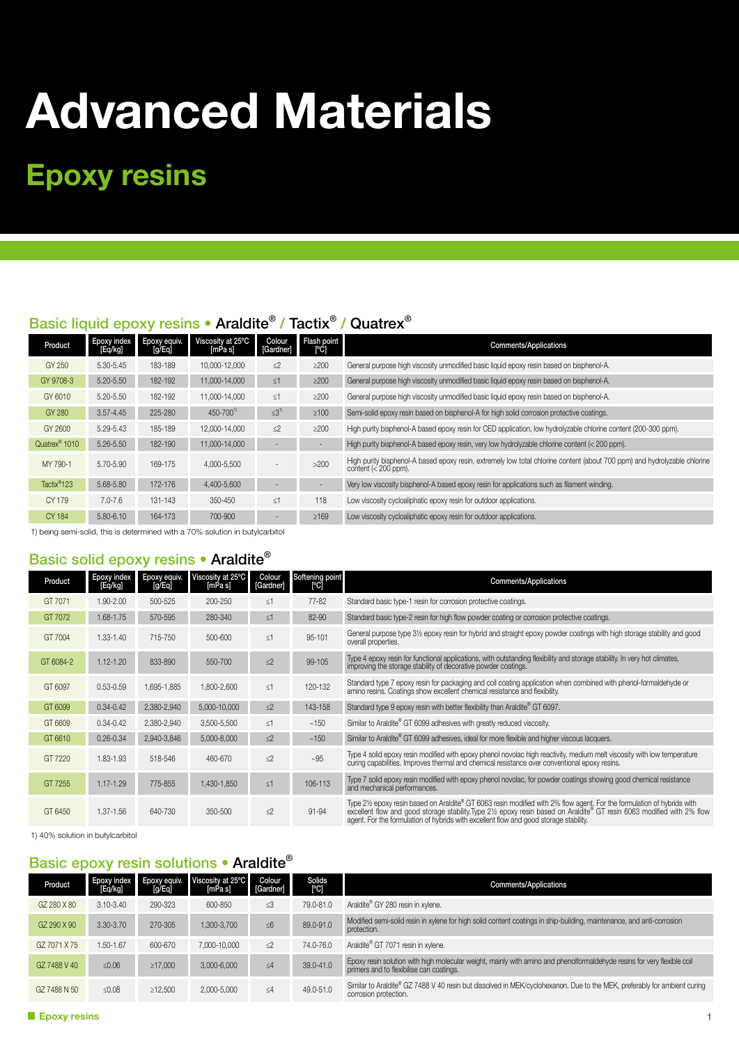# Advanced Materials

## Epoxy resins

### Basic liquid epoxy resins • Araldite® / Tactix® / Quatrex®

| Product | Epoxy index [Eq/kg] | Epoxy equiv. [g/Eq] | Viscosity at 25°C [mPa s] | Colour [Gardner] | Flash point [°C] | Comments/Applications |
|---|---|---|---|---|---|---|
| GY 250 | 5.30-5.45 | 183-189 | 10,000-12,000 | ≤2 | ≥200 | General purpose high viscosity unmodified basic liquid epoxy resin based on bisphenol-A. |
| GY 9708-3 | 5.20-5.50 | 182-192 | 11,000-14,000 | ≤1 | ≥200 | General purpose high viscosity unmodified basic liquid epoxy resin based on bisphenol-A. |
| GY 6010 | 5.20-5.50 | 182-192 | 11,000-14,000 | ≤1 | ≥200 | General purpose high viscosity unmodified basic liquid epoxy resin based on bisphenol-A. |
| GY 280 | 3.57-4.45 | 225-280 | 450-700[1] | ≤3[1] | ≥100 | Semi-solid epoxy resin based on bisphenol-A for high solid corrosion protective coatings. |
| GY 2600 | 5.29-5.43 | 185-189 | 12,000-14,000 | ≤2 | ≥200 | High purity bisphenol-A based epoxy resin for CED application, low hydrolyzable chlorine content (200-300 ppm). |
| Quatrex® 1010 | 5.26-5.50 | 182-190 | 11,000-14,000 | - | - | High purity bisphenol-A based epoxy resin, very low hydrolyzable chlorine content (< 200 ppm). |
| MY 790-1 | 5.70-5.90 | 169-175 | 4,000-5,500 | - | >200 | High purity bisphenol-A based epoxy resin, extremely low total chlorine content (about 700 ppm) and hydrolyzable chlorine content (< 200 ppm). |
| Tactix®123 | 5.68-5.80 | 172-176 | 4,400-5,600 | - | - | Very low viscosity bisphenol-A based epoxy resin for applications such as filament winding. |
| CY 179 | 7.0-7.6 | 131-143 | 350-450 | ≤1 | 118 | Low viscosity cycloaliphatic epoxy resin for outdoor applications. |
| CY 184 | 5.80-6.10 | 164-173 | 700-900 | - | ≥169 | Low viscosity cycloaliphatic epoxy resin for outdoor applications. |

1) being semi-solid, this is determined with a 70% solution in butylcarbitol

### Basic solid epoxy resins • Araldite®

| Product | Epoxy index [Eq/kg] | Epoxy equiv. [g/Eq] | Viscosity at 25°C [mPa s] | Colour [Gardner] | Softening point [°C] | Comments/Applications |
|---|---|---|---|---|---|---|
| GT 7071 | 1.90-2.00 | 500-525 | 200-250 | ≤1 | 77-82 | Standard basic type-1 resin for corrosion protective coatings. |
| GT 7072 | 1.68-1.75 | 570-595 | 280-340 | ≤1 | 82-90 | Standard basic type-2 resin for high flow powder coating or corrosion protective coatings. |
| GT 7004 | 1.33-1.40 | 715-750 | 500-600 | ≤1 | 95-101 | General purpose type 3½ epoxy resin for hybrid and straight epoxy powder coatings with high storage stability and good overall properties. |
| GT 6084-2 | 1.12-1.20 | 833-890 | 550-700 | ≤2 | 99-105 | Type 4 epoxy resin for functional applications, with outstanding flexibility and storage stability. In very hot climates, improving the storage stability of decorative powder coatings. |
| GT 6097 | 0.53-0.59 | 1,695-1,885 | 1,800-2,600 | ≤1 | 120-132 | Standard type 7 epoxy resin for packaging and coil coating application when combined with phenol-formaldehyde or amino resins. Coatings show excellent chemical resistance and flexibility. |
| GT 6099 | 0.34-0.42 | 2,380-2,940 | 5,000-10,000 | ≤2 | 143-158 | Standard type 9 epoxy resin with better flexibility than Araldite® GT 6097. |
| GT 6609 | 0.34-0.42 | 2,380-2,940 | 3,500-5,500 | ≤1 | ~150 | Similar to Araldite® GT 6099 adhesives with greatly reduced viscosity. |
| GT 6610 | 0.26-0.34 | 2,940-3,846 | 5,000-8,000 | ≤2 | ~150 | Similar to Araldite® GT 6099 adhesives, ideal for more flexible and higher viscous lacquers. |
| GT 7220 | 1.83-1.93 | 518-546 | 460-670 | ≤2 | ~95 | Type 4 solid epoxy resin modified with epoxy phenol novolac high reactivity, medium melt viscosity with low temperature curing capabilities. Improves thermal and chemical resistance over conventional epoxy resins. |
| GT 7255 | 1.17-1.29 | 775-855 | 1,430-1,850 | ≤1 | 106-113 | Type 7 solid epoxy resin modified with epoxy phenol novolac, for powder coatings showing good chemical resistance and mechanical performances. |
| GT 6450 | 1.37-1.56 | 640-730 | 350-500 | ≤2 | 91-94 | Type 2½ epoxy resin based on Araldite® GT 6063 resin modified with 2% flow agent. For the formulation of hybrids with excellent flow and good storage stability.Type 2½ epoxy resin based on Araldite® GT resin 6063 modified with 2% flow agent. For the formulation of hybrids with excellent flow and good storage stability. |

1) 40% solution in butylcarbitol

### Basic epoxy resin solutions • Araldite®

| Product | Epoxy index [Eq/kg] | Epoxy equiv. [g/Eq] | Viscosity at 25°C [mPa s] | Colour [Gardner] | Solids [°C] | Comments/Applications |
|---|---|---|---|---|---|---|
| GZ 280 X 80 | 3.10-3.40 | 290-323 | 600-850 | ≤3 | 79.0-81.0 | Araldite® GY 280 resin in xylene. |
| GZ 290 X 90 | 3.30-3.70 | 270-305 | 1,300-3,700 | ≤6 | 89.0-91.0 | Modified semi-solid resin in xylene for high solid content coatings in ship-building, maintenance, and anti-corrosion protection. |
| GZ 7071 X 75 | 1.50-1.67 | 600-670 | 7,000-10,000 | ≤2 | 74.0-76.0 | Araldite® GT 7071 resin in xylene. |
| GZ 7488 V 40 | ≤0.06 | ≥17,000 | 3,000-6,000 | ≤4 | 39.0-41.0 | Epoxy resin solution with high molecular weight, mainly with amino and phenolformaldehyde resins for very flexible coil primers and to flexibilise can coatings. |
| GZ 7488 N 50 | ≤0.08 | ≥12,500 | 2,000-5,000 | ≤4 | 49.0-51.0 | Similar to Araldite® GZ 7488 V 40 resin but dissolved in MEK/cyclohexanon. Due to the MEK, preferably for ambient curing corrosion protection. |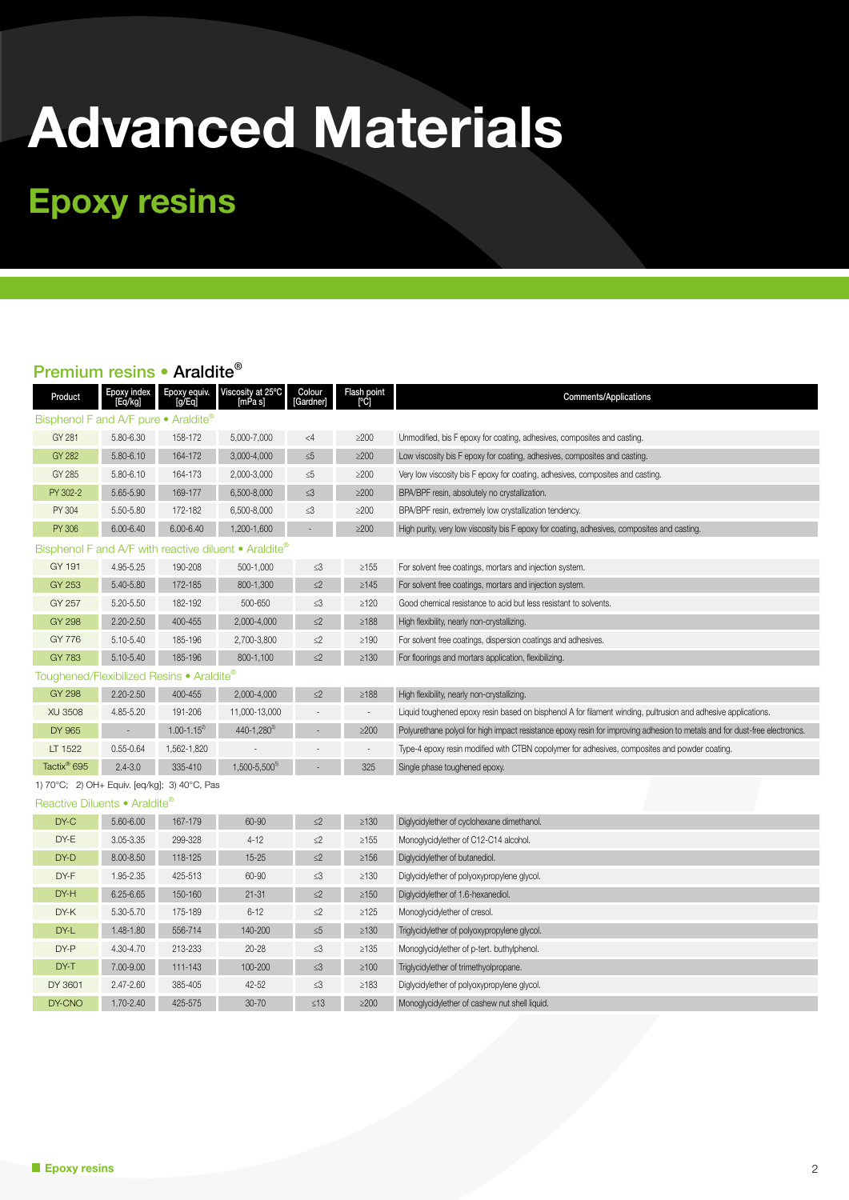# Advanced Materials

## Epoxy resins

### Premium resins • Araldite®

| Product | Epoxy index [Eq/kg] | Epoxy equiv. [g/Eq] | Viscosity at 25°C [mPa s] | Colour [Gardner] | Flash point [°C] | Comments/Applications |
|---|---|---|---|---|---|---|
| **Bisphenol F and A/F pure • Araldite®** | | | | | | |
| GY 281 | 5.80-6.30 | 158-172 | 5,000-7,000 | <4 | ≥200 | Unmodified, bis F epoxy for coating, adhesives, composites and casting. |
| GY 282 | 5.80-6.10 | 164-172 | 3,000-4,000 | ≤5 | ≥200 | Low viscosity bis F epoxy for coating, adhesives, composites and casting. |
| GY 285 | 5.80-6.10 | 164-173 | 2,000-3,000 | ≤5 | ≥200 | Very low viscosity bis F epoxy for coating, adhesives, composites and casting. |
| PY 302-2 | 5.65-5.90 | 169-177 | 6,500-8,000 | ≤3 | ≥200 | BPA/BPF resin, absolutely no crystallization. |
| PY 304 | 5.50-5.80 | 172-182 | 6,500-8,000 | ≤3 | ≥200 | BPA/BPF resin, extremely low crystallization tendency. |
| PY 306 | 6.00-6.40 | 6.00-6.40 | 1,200-1,600 | - | ≥200 | High purity, very low viscosity bis F epoxy for coating, adhesives, composites and casting. |
| **Bisphenol F and A/F with reactive diluent • Araldite®** | | | | | | |
| GY 191 | 4.95-5.25 | 190-208 | 500-1,000 | ≤3 | ≥155 | For solvent free coatings, mortars and injection system. |
| GY 253 | 5.40-5.80 | 172-185 | 800-1,300 | ≤2 | ≥145 | For solvent free coatings, mortars and injection system. |
| GY 257 | 5.20-5.50 | 182-192 | 500-650 | ≤3 | ≥120 | Good chemical resistance to acid but less resistant to solvents. |
| GY 298 | 2.20-2.50 | 400-455 | 2,000-4,000 | ≤2 | ≥188 | High flexibility, nearly non-crystallizing. |
| GY 776 | 5.10-5.40 | 185-196 | 2,700-3,800 | ≤2 | ≥190 | For solvent free coatings, dispersion coatings and adhesives. |
| GY 783 | 5.10-5.40 | 185-196 | 800-1,100 | ≤2 | ≥130 | For floorings and mortars application, flexibilizing. |
| **Toughened/Flexibilized Resins • Araldite®** | | | | | | |
| GY 298 | 2.20-2.50 | 400-455 | 2,000-4,000 | ≤2 | ≥188 | High flexibility, nearly non-crystallizing. |
| XU 3508 | 4.85-5.20 | 191-206 | 11,000-13,000 | - | - | Liquid toughened epoxy resin based on bisphenol A for filament winding, pultrusion and adhesive applications. |
| DY 965 | - | 1.00-1.15[2] | 440-1,280[1] | - | ≥200 | Polyurethane polyol for high impact resistance epoxy resin for improving adhesion to metals and for dust-free electronics. |
| LT 1522 | 0.55-0.64 | 1,562-1,820 | - | - | - | Type-4 epoxy resin modified with CTBN copolymer for adhesives, composites and powder coating. |
| Tactix® 695 | 2.4-3.0 | 335-410 | 1,500-5,500[3] | - | 325 | Single phase toughened epoxy. |

1) 70°C; 2) OH+ Equiv. [eq/kg]; 3) 40°C, Pas

| Product | Epoxy index [Eq/kg] | Epoxy equiv. [g/Eq] | Viscosity at 25°C [mPa s] | Colour [Gardner] | Flash point [°C] | Comments/Applications |
|---|---|---|---|---|---|---|
| **Reactive Diluents • Araldite®** | | | | | | |
| DY-C | 5.60-6.00 | 167-179 | 60-90 | ≤2 | ≥130 | Diglycidylether of cyclohexane dimethanol. |
| DY-E | 3.05-3.35 | 299-328 | 4-12 | ≤2 | ≥155 | Monoglycidylether of C12-C14 alcohol. |
| DY-D | 8.00-8.50 | 118-125 | 15-25 | ≤2 | ≥156 | Diglycidylether of butanediol. |
| DY-F | 1.95-2.35 | 425-513 | 60-90 | ≤3 | ≥130 | Diglycidylether of polyoxypropylene glycol. |
| DY-H | 6.25-6.65 | 150-160 | 21-31 | ≤2 | ≥150 | Diglycidylether of 1.6-hexanediol. |
| DY-K | 5.30-5.70 | 175-189 | 6-12 | ≤2 | ≥125 | Monoglycidylether of cresol. |
| DY-L | 1.48-1.80 | 556-714 | 140-200 | ≤5 | ≥130 | Triglycidylether of polyoxypropylene glycol. |
| DY-P | 4.30-4.70 | 213-233 | 20-28 | ≤3 | ≥135 | Monoglycidylether of p-tert. buthylphenol. |
| DY-T | 7.00-9.00 | 111-143 | 100-200 | ≤3 | ≥100 | Triglycidylether of trimethylolpropane. |
| DY 3601 | 2.47-2.60 | 385-405 | 42-52 | ≤3 | ≥183 | Diglycidylether of polyoxypropylene glycol. |
| DY-CNO | 1.70-2.40 | 425-575 | 30-70 | ≤13 | ≥200 | Monoglycidylether of cashew nut shell liquid. |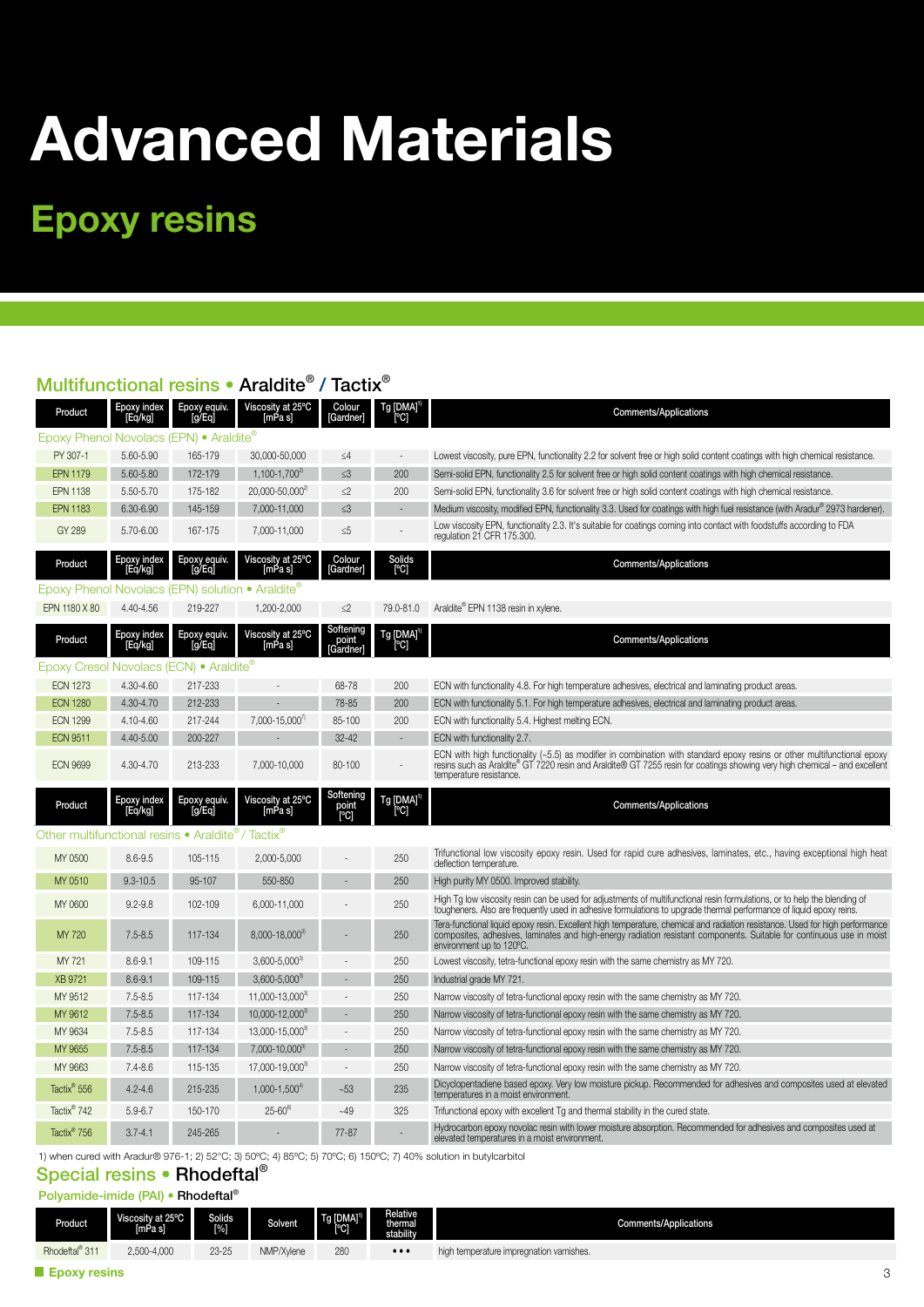# Advanced Materials

## Epoxy resins

### Multifunctional resins • Araldite® / Tactix®

| Product | Epoxy index [Eq/kg] | Epoxy equiv. [g/Eq] | Viscosity at 25°C [mPa s] | Colour [Gardner] | Tg [DMA][1] [°C] | Comments/Applications |
|---|---|---|---|---|---|---|
| **Epoxy Phenol Novolacs (EPN) • Araldite®** | | | | | | |
| PY 307-1 | 5.60-5.90 | 165-179 | 30,000-50,000 | ≤4 | - | Lowest viscosity, pure EPN, functionality 2.2 for solvent free or high solid content coatings with high chemical resistance. |
| EPN 1179 | 5.60-5.80 | 172-179 | 1,100-1,700[4] | ≤3 | 200 | Semi-solid EPN, functionality 2.5 for solvent free or high solid content coatings with high chemical resistance. |
| EPN 1138 | 5.50-5.70 | 175-182 | 20,000-50,000[2] | ≤2 | 200 | Semi-solid EPN, functionality 3.6 for solvent free or high solid content coatings with high chemical resistance. |
| EPN 1183 | 6.30-6.90 | 145-159 | 7,000-11,000 | ≤3 | - | Medium viscosity, modified EPN, functionality 3.3. Used for coatings with high fuel resistance (with Aradur® 2973 hardener). |
| GY 289 | 5.70-6.00 | 167-175 | 7,000-11,000 | ≤5 | - | Low viscosity EPN, functionality 2.3. It's suitable for coatings coming into contact with foodstuffs according to FDA regulation 21 CFR 175.300. |

| Product | Epoxy index [Eq/kg] | Epoxy equiv. [g/Eq] | Viscosity at 25°C [mPa s] | Colour [Gardner] | Solids [°C] | Comments/Applications |
|---|---|---|---|---|---|---|
| **Epoxy Phenol Novolacs (EPN) solution • Araldite®** | | | | | | |
| EPN 1180 X 80 | 4.40-4.56 | 219-227 | 1,200-2,000 | ≤2 | 79.0-81.0 | Araldite® EPN 1138 resin in xylene. |

| Product | Epoxy index [Eq/kg] | Epoxy equiv. [g/Eq] | Viscosity at 25°C [mPa s] | Softening point [Gardner] | Tg [DMA][1] [°C] | Comments/Applications |
|---|---|---|---|---|---|---|
| **Epoxy Cresol Novolacs (ECN) • Araldite®** | | | | | | |
| ECN 1273 | 4.30-4.60 | 217-233 | - | 68-78 | 200 | ECN with functionality 4.8. For high temperature adhesives, electrical and laminating product areas. |
| ECN 1280 | 4.30-4.70 | 212-233 | - | 78-85 | 200 | ECN with functionality 5.1. For high temperature adhesives, electrical and laminating product areas. |
| ECN 1299 | 4.10-4.60 | 217-244 | 7,000-15,000[7] | 85-100 | 200 | ECN with functionality 5.4. Highest melting ECN. |
| ECN 9511 | 4.40-5.00 | 200-227 | - | 32-42 | - | ECN with functionality 2.7. |
| ECN 9699 | 4.30-4.70 | 213-233 | 7,000-10,000 | 80-100 | - | ECN with high functionality (~5.5) as modifier in combination with standard epoxy resins or other multifunctional epoxy resins such as Araldite® GT 7220 resin and Araldite® GT 7255 resin for coatings showing very high chemical – and excellent temperature resistance. |

| Product | Epoxy index [Eq/kg] | Epoxy equiv. [g/Eq] | Viscosity at 25°C [mPa s] | Softening point [°C] | Tg [DMA][1] [°C] | Comments/Applications |
|---|---|---|---|---|---|---|
| **Other multifunctional resins • Araldite® / Tactix®** | | | | | | |
| MY 0500 | 8.6-9.5 | 105-115 | 2,000-5,000 | - | 250 | Trifunctional low viscosity epoxy resin. Used for rapid cure adhesives, laminates, etc., having exceptional high heat deflection temperature. |
| MY 0510 | 9.3-10.5 | 95-107 | 550-850 | - | 250 | High purity MY 0500. Improved stability. |
| MY 0600 | 9.2-9.8 | 102-109 | 6,000-11,000 | - | 250 | High Tg low viscosity resin can be used for adjustments of multifunctional resin formulations, or to help the blending of tougheners. Also are frequently used in adhesive formulations to upgrade thermal performance of liquid epoxy resins. |
| MY 720 | 7.5-8.5 | 117-134 | 8,000-18,000[5] | - | 250 | Tera-functional liquid epoxy resin. Excellent high temperature, chemical and radiation resistance. Used for high performance composites, adhesives, laminates and high-energy radiation resistant components. Suitable for continuous use in moist environment up to 120°C. |
| MY 721 | 8.6-9.1 | 109-115 | 3,600-5,000[3] | - | 250 | Lowest viscosity, tetra-functional epoxy resin with the same chemistry as MY 720. |
| XB 9721 | 8.6-9.1 | 109-115 | 3,600-5,000[3] | - | 250 | Industrial grade MY 721. |
| MY 9512 | 7.5-8.5 | 117-134 | 11,000-13,000[3] | - | 250 | Narrow viscosity of tetra-functional epoxy resin with the same chemistry as MY 720. |
| MY 9612 | 7.5-8.5 | 117-134 | 10,000-12,000[3] | - | 250 | Narrow viscosity of tetra-functional epoxy resin with the same chemistry as MY 720. |
| MY 9634 | 7.5-8.5 | 117-134 | 13,000-15,000[3] | - | 250 | Narrow viscosity of tetra-functional epoxy resin with the same chemistry as MY 720. |
| MY 9655 | 7.5-8.5 | 117-134 | 7,000-10,000[3] | - | 250 | Narrow viscosity of tetra-functional epoxy resin with the same chemistry as MY 720. |
| MY 9663 | 7.4-8.6 | 115-135 | 17,000-19,000[3] | - | 250 | Narrow viscosity of tetra-functional epoxy resin with the same chemistry as MY 720. |
| Tactix® 556 | 4.2-4.6 | 215-235 | 1,000-1,500[6] | ~53 | 235 | Dicyclopentadiene based epoxy. Very low moisture pickup. Recommended for adhesives and composites used at elevated temperatures in a moist environment. |
| Tactix® 742 | 5.9-6.7 | 150-170 | 25-60[6] | ~49 | 325 | Trifunctional epoxy with excellent Tg and thermal stability in the cured state. |
| Tactix® 756 | 3.7-4.1 | 245-265 | - | 77-87 | - | Hydrocarbon epoxy novolac resin with lower moisture absorption. Recommended for adhesives and composites used at elevated temperatures in a moist environment. |

1) when cured with Aradur® 976-1; 2) 52°C; 3) 50°C; 4) 85°C; 5) 70°C; 6) 150°C; 7) 40% solution in butylcarbitol

### Special resins • Rhodeftal®

#### Polyamide-imide (PAI) • Rhodeftal®

| Product | Viscosity at 25°C [mPa s] | Solids [%] | Solvent | Tg [DMA][1] [°C] | Relative thermal stability | Comments/Applications |
|---|---|---|---|---|---|---|
| Rhodeftal® 311 | 2,500-4,000 | 23-25 | NMP/Xylene | 280 | ••• | high temperature impregnation varnishes. |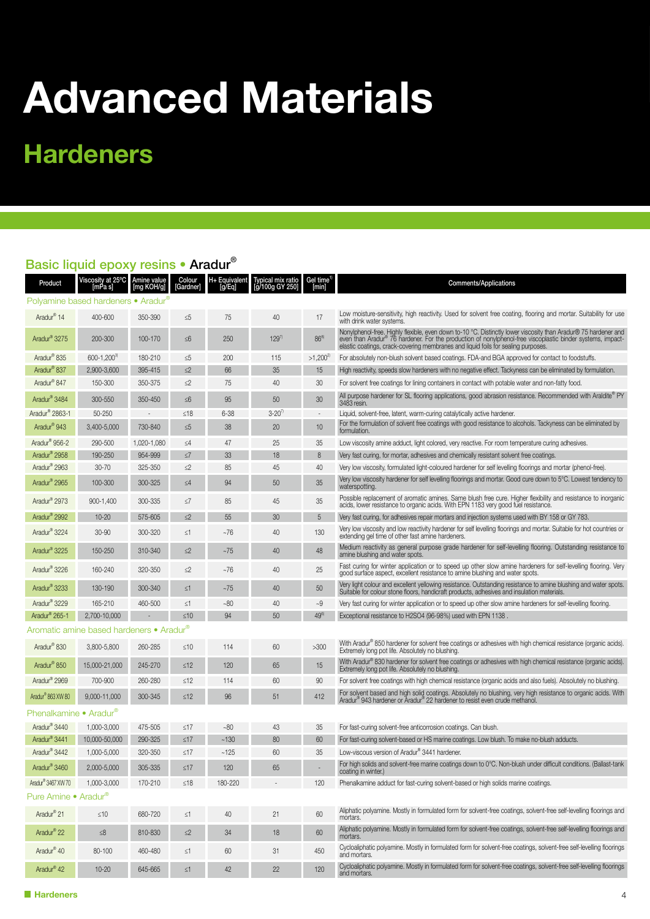# Advanced Materials

## Hardeners

### Basic liquid epoxy resins • Aradur®

| Product | Viscosity at 25°C [mPa s] | Amine value [mg KOH/g] | Colour [Gardner] | H+ Equivalent [g/Eq] | Typical mix ratio [g/100g GY 250] | Gel time[1] [min] | Comments/Applications |
|---|---|---|---|---|---|---|---|
| **Polyamine based hardeners • Aradur®** | | | | | | | |
| Aradur® 14 | 400-600 | 350-390 | ≤5 | 75 | 40 | 17 | Low moisture-sensitivity, high reactivity. Used for solvent free coating, flooring and mortar. Suitability for use with drink water systems. |
| Aradur® 3275 | 200-300 | 100-170 | ≤6 | 250 | 129[7] | 86[8] | Nonylphenol-free. Highly flexible, even down to-10 °C. Distinctly lower viscosity than Aradur® 75 hardener and even than Aradur® 76 hardener. For the production of nonylphenol-free viscoplastic binder systems, impact-elastic coatings, crack-covering membranes and liquid foils for sealing purposes. |
| Aradur® 835 | 600-1,200[3] | 180-210 | ≤5 | 200 | 115 | >1,200[2] | For absolutely non-blush solvent based coatings. FDA-and BGA approved for contact to foodstuffs. |
| Aradur® 837 | 2,900-3,600 | 395-415 | ≤2 | 66 | 35 | 15 | High reactivity, speeds slow hardeners with no negative effect. Tackyness can be eliminated by formulation. |
| Aradur® 847 | 150-300 | 350-375 | ≤2 | 75 | 40 | 30 | For solvent free coatings for lining containers in contact with potable water and non-fatty food. |
| Aradur® 3484 | 300-550 | 350-450 | ≤6 | 95 | 50 | 30 | All purpose hardener for SL flooring applications, good abrasion resistance. Recommended with Araldite® PY 3483 resin. |
| Aradur® 2863-1 | 50-250 | - | ≤18 | 6-38 | 3-20[7] | - | Liquid, solvent-free, latent, warm-curing catalytically active hardener. |
| Aradur® 943 | 3,400-5,000 | 730-840 | ≤5 | 38 | 20 | 10 | For the formulation of solvent free coatings with good resistance to alcohols. Tackyness can be eliminated by formulation. |
| Aradur® 956-2 | 290-500 | 1,020-1,080 | ≤4 | 47 | 25 | 35 | Low viscosity amine adduct, light colored, very reactive. For room temperature curing adhesives. |
| Aradur® 2958 | 190-250 | 954-999 | ≤7 | 33 | 18 | 8 | Very fast curing, for mortar, adhesives and chemically resistant solvent free coatings. |
| Aradur® 2963 | 30-70 | 325-350 | ≤2 | 85 | 45 | 40 | Very low viscosity, formulated light-coloured hardener for self levelling floorings and mortar (phenol-free). |
| Aradur® 2965 | 100-300 | 300-325 | ≤4 | 94 | 50 | 35 | Very low viscosity hardener for self levelling floorings and mortar. Good cure down to 5°C. Lowest tendency to waterspotting. |
| Aradur® 2973 | 900-1,400 | 300-335 | ≤7 | 85 | 45 | 35 | Possible replacement of aromatic amines. Same blush free cure. Higher flexibility and resistance to inorganic acids, lower resistance to organic acids. With EPN 1183 very good fuel resistance. |
| Aradur® 2992 | 10-20 | 575-605 | ≤2 | 55 | 30 | 5 | Very fast curing, for adhesives repair mortars and injection systems used with BY 158 or GY 783. |
| Aradur® 3224 | 30-90 | 300-320 | ≤1 | ~76 | 40 | 130 | Very low viscosity and low reactivity hardener for self levelling floorings and mortar. Suitable for hot countries or extending gel time of other fast amine hardeners. |
| Aradur® 3225 | 150-250 | 310-340 | ≤2 | ~75 | 40 | 48 | Medium reactivity as general purpose grade hardener for self-levelling flooring. Outstanding resistance to amine blushing and water spots. |
| Aradur® 3226 | 160-240 | 320-350 | ≤2 | ~76 | 40 | 25 | Fast curing for winter application or to speed up other slow amine hardeners for self-levelling flooring. Very good surface aspect, excellent resistance to amine blushing and water spots. |
| Aradur® 3233 | 130-190 | 300-340 | ≤1 | ~75 | 40 | 50 | Very light colour and excellent yellowing resistance. Outstanding resistance to amine blushing and water spots. Suitable for colour stone floors, handicraft products, adhesives and insulation materials. |
| Aradur® 3229 | 165-210 | 460-500 | ≤1 | ~80 | 40 | ~9 | Very fast curing for winter application or to speed up other slow amine hardeners for self-levelling flooring. |
| Aradur® 265-1 | 2,700-10,000 | - | ≤10 | 94 | 50 | 49[6] | Exceptional resistance to H2SO4 (96-98%) used with EPN 1138 . |
| **Aromatic amine based hardeners • Aradur®** | | | | | | | |
| Aradur® 830 | 3,800-5,800 | 260-285 | ≤10 | 114 | 60 | >300 | With Aradur® 850 hardener for solvent free coatings or adhesives with high chemical resistance (organic acids). Extremely long pot life. Absolutely no blushing. |
| Aradur® 850 | 15,000-21,000 | 245-270 | ≤12 | 120 | 65 | 15 | With Aradur® 830 hardener for solvent free coatings or adhesives with high chemical resistance (organic acids). Extremely long pot life. Absolutely no blushing. |
| Aradur® 2969 | 700-900 | 260-280 | ≤12 | 114 | 60 | 90 | For solvent free coatings with high chemical resistance (organic acids and also fuels). Absolutely no blushing. |
| Aradur® 863 XW 80 | 9,000-11,000 | 300-345 | ≤12 | 96 | 51 | 412 | For solvent based and high solid coatings. Absolutely no blushing, very high resistance to organic acids. With Aradur® 943 hardener or Aradur® 22 hardener to resist even crude methanol. |
| **Phenalkamine • Aradur®** | | | | | | | |
| Aradur® 3440 | 1,000-3,000 | 475-505 | ≤17 | ~80 | 43 | 35 | For fast-curing solvent-free anticorrosion coatings. Can blush. |
| Aradur® 3441 | 10,000-50,000 | 290-325 | ≤17 | ~130 | 80 | 60 | For fast-curing solvent-based or HS marine coatings. Low blush. To make no-blush adducts. |
| Aradur® 3442 | 1,000-5,000 | 320-350 | ≤17 | ~125 | 60 | 35 | Low-viscous version of Aradur® 3441 hardener. |
| Aradur® 3460 | 2,000-5,000 | 305-335 | ≤17 | 120 | 65 | - | For high solids and solvent-free marine coatings down to 0°C. Non-blush under difficult conditions. (Ballast-tank coating in winter.) |
| Aradur® 3467 XW 70 | 1,000-3,000 | 170-210 | ≤18 | 180-220 | - | 120 | Phenalkamine adduct for fast-curing solvent-based or high solids marine coatings. |
| **Pure Amine • Aradur®** | | | | | | | |
| Aradur® 21 | ≤10 | 680-720 | ≤1 | 40 | 21 | 60 | Aliphatic polyamine. Mostly in formulated form for solvent-free coatings, solvent-free self-levelling floorings and mortars. |
| Aradur® 22 | ≤8 | 810-830 | ≤2 | 34 | 18 | 60 | Aliphatic polyamine. Mostly in formulated form for solvent-free coatings, solvent-free self-levelling floorings and mortars. |
| Aradur® 40 | 80-100 | 460-480 | ≤1 | 60 | 31 | 450 | Cycloaliphatic polyamine. Mostly in formulated form for solvent-free coatings, solvent-free self-levelling floorings and mortars. |
| Aradur® 42 | 10-20 | 645-665 | ≤1 | 42 | 22 | 120 | Cycloaliphatic polyamine. Mostly in formulated form for solvent-free coatings, solvent-free self-levelling floorings and mortars. |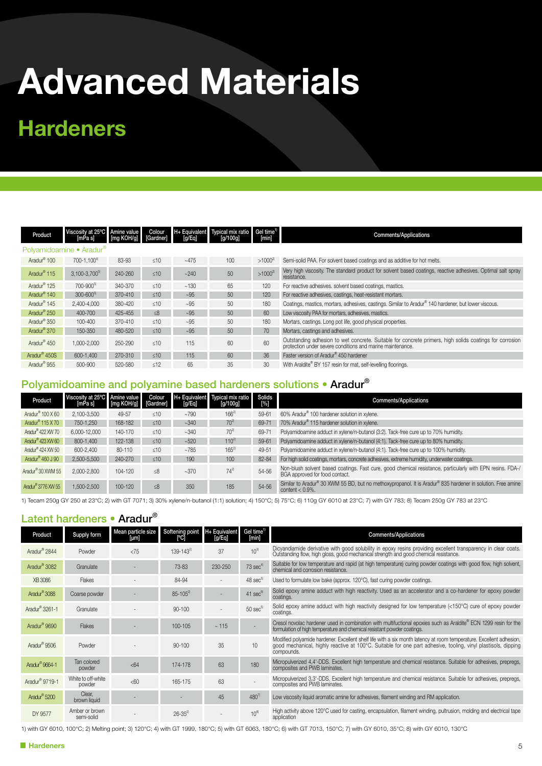# Advanced Materials

## Hardeners

| Product | Viscosity at 25°C [mPa s] | Amine value [mg KOH/g] | Colour [Gardner] | H+ Equivalent [g/Eq] | Typical mix ratio [g/100g] | Gel time[1] [min] | Comments/Applications |
|---|---|---|---|---|---|---|---|
| **Polyamidoamine • Aradur®** | | | | | | | |
| Aradur® 100 | 700-1,100[4] | 83-93 | ≤10 | ~475 | 100 | >1000[2] | Semi-solid PAA. For solvent based coatings and as additive for hot melts. |
| Aradur® 115 | 3,100-3,700[5] | 240-260 | ≤10 | ~240 | 50 | >1000[2] | Very high viscosity. The standard product for solvent based coatings, reactive adhesives. Optimal salt spray resistance. |
| Aradur® 125 | 700-900[5] | 340-370 | ≤10 | ~130 | 65 | 120 | For reactive adhesives. solvent based coatings, mastics. |
| Aradur® 140 | 300-600[5] | 370-410 | ≤10 | ~95 | 50 | 120 | For reactive adhesives, castings, heat-resistant mortars. |
| Aradur® 145 | 2,400-4,000 | 380-420 | ≤10 | ~95 | 50 | 180 | Coatings, mastics, mortars, adhesives, castings. Similar to Aradur® 140 hardener, but lower viscous. |
| Aradur® 250 | 400-700 | 425-455 | ≤8 | ~95 | 50 | 60 | Low viscosity PAA for mortars, adhesives, mastics. |
| Aradur® 350 | 100-400 | 370-410 | ≤10 | ~95 | 50 | 180 | Mortars, castings. Long pot life, good physical properties. |
| Aradur® 370 | 150-350 | 480-520 | ≤10 | ~95 | 50 | 70 | Mortars, castings and adhesives. |
| Aradur® 450 | 1,000-2,000 | 250-290 | ≤10 | 115 | 60 | 60 | Outstanding adhesion to wet concrete. Suitable for concrete primers, high solids coatings for corrosion protection under severe conditions and marine maintenance. |
| Aradur® 450S | 600-1,400 | 270-310 | ≤10 | 115 | 60 | 36 | Faster version of Aradur® 450 hardener |
| Aradur® 955 | 500-900 | 520-580 | ≤12 | 65 | 35 | 30 | With Araldite® BY 157 resin for mat, self-levelling floorings. |

## Polyamidoamine and polyamine based hardeners solutions • Aradur®

| Product | Viscosity at 25°C [mPa s] | Amine value [mg KOH/g] | Colour [Gardner] | H+ Equivalent [g/Eq] | Typical mix ratio [g/100g] | Solids [%] | Comments/Applications |
|---|---|---|---|---|---|---|---|
| Aradur® 100 X 60 | 2,100-3,500 | 49-57 | ≤10 | ~790 | 166[2] | 59-61 | 60% Aradur® 100 hardener solution in xylene. |
| Aradur® 115 X 70 | 750-1,250 | 168-182 | ≤10 | ~340 | 70[2] | 69-71 | 70% Aradur® 115 hardener solution in xylene. |
| Aradur® 422 XW 70 | 6,000-12,000 | 140-170 | ≤10 | ~340 | 70[2] | 69-71 | Polyamidoamine adduct in xylene/n-butanol (3:2). Tack-free cure up to 70% humidity. |
| Aradur® 423 XW 60 | 800-1,400 | 122-138 | ≤10 | ~520 | 110[2] | 59-61 | Polyamidoamine adduct in xylene/n-butanol (4:1). Tack-free cure up to 80% humidity. |
| Aradur® 424 XW 50 | 600-2,400 | 80-110 | ≤10 | ~785 | 165[2] | 49-51 | Polyamidoamine adduct in xylene/n-butanol (4:1). Tack-free cure up to 100% humidity. |
| Aradur® 460 J 90 | 2,500-5,500 | 240-270 | ≤10 | 190 | 100 | 82-84 | For high solid coatings, mortars, concrete adhesives, extreme humidity, underwater coatings. |
| Aradur® 30 XWM 55 | 2,000-2,800 | 104-120 | ≤8 | ~370 | 74[2] | 54-56 | Non-blush solvent based coatings. Fast cure, good chemical resistance, particularly with EPN resins. FDA-/ BGA approved for food contact. |
| Aradur® 3776 XW 55 | 1,500-2,500 | 100-120 | ≤8 | 350 | 185 | 54-56 | Similar to Aradur® 30 XWM 55 BD, but no methoxypropanol. It is Aradur® 835 hardener in solution. Free amine content < 0.9%. |

1) Tecam 250g GY 250 at 23°C; 2) with GT 7071; 3) 30% xylene/n-butanol (1:1) solution; 4) 150°C; 5) 75°C; 6) 110g GY 6010 at 23°C; 7) with GY 783; 8) Tecam 250g GY 783 at 23°C

## Latent hardeners • Aradur®

| Product | Supply form | Mean particle size [µm] | Softening point [°C] | H+ Equivalent [g/Eq] | Gel time[1] [min] | Comments/Applications |
|---|---|---|---|---|---|---|
| Aradur® 2844 | Powder | <75 | 139-143[2] | 37 | 10[3] | Dicyandiamide derivative with good solubility in epoxy resins providing excellent transparency in clear coats. Outstanding flow, high gloss, good mechanical strength and good chemical resistance. |
| Aradur® 3082 | Granulate | - | 73-83 | 230-250 | 73 sec[4] | Suitable for low temperature and rapid (at high temperature) curing powder coatings with good flow, high solvent, chemical and corrosion resistance. |
| XB 3086 | Flakes | - | 84-94 | - | 48 sec[5] | Used to formulate low bake (approx. 120°C), fast curing powder coatings. |
| Aradur® 3088 | Coarse powder | - | 85-105[2] | - | 41 sec[6] | Solid epoxy amine adduct with high reactivity. Used as an accelerator and a co-hardener for epoxy powder coatings. |
| Aradur® 3261-1 | Granulate | - | 90-100 | - | 50 sec[5] | Solid epoxy amine adduct with high reactivity designed for low temperature (<150°C) cure of epoxy powder coatings. |
| Aradur® 9690 | Flakes | - | 100-105 | ~ 115 | - | Cresol novolac hardener used in combination with multifunctional epoxies such as Araldite® ECN 1299 resin for the formulation of high temperature and chemical resistant powder coatings. |
| Aradur® 9506 | Powder | - | 90-100 | 35 | 10 | Modified polyamide hardener. Excellent shelf life with a six month latency at room temperature. Excellent adhesion, good mechanical, highly reactive at 100°C. Suitable for one part adhesive, tooling, vinyl plastisols, dipping compounds. |
| Aradur® 9664-1 | Tan colored powder | <64 | 174-178 | 63 | 180 | Micropulverized 4,4'-DDS. Excellent high temperature and chemical resistance. Suitable for adhesives, prepregs, composites and PWB laminates. |
| Aradur® 9719-1 | White to off-white powder | <60 | 165-175 | 63 | - | Micropulverized 3,3'-DDS. Excellent high temperature and chemical resistance. Suitable for adhesives, prepregs, composites and PWB laminates. |
| Aradur® 5200 | Clear, brown liquid | - | - | 45 | 480[7] | Low viscosity liquid aromatic amine for adhesives, filament winding and RM application. |
| DY 9577 | Amber or brown semi-solid | - | 26-35[2] | - | 10[8] | High activity above 120°C used for casting, encapsulation, filament winding, pultrusion, molding and electrical tape application |

1) with GY 6010, 100°C; 2) Melting point; 3) 120°C; 4) with GT 1999, 180°C; 5) with GT 6063, 180°C; 6) with GT 7013, 150°C; 7) with GY 6010, 35°C; 8) with GY 6010, 130°C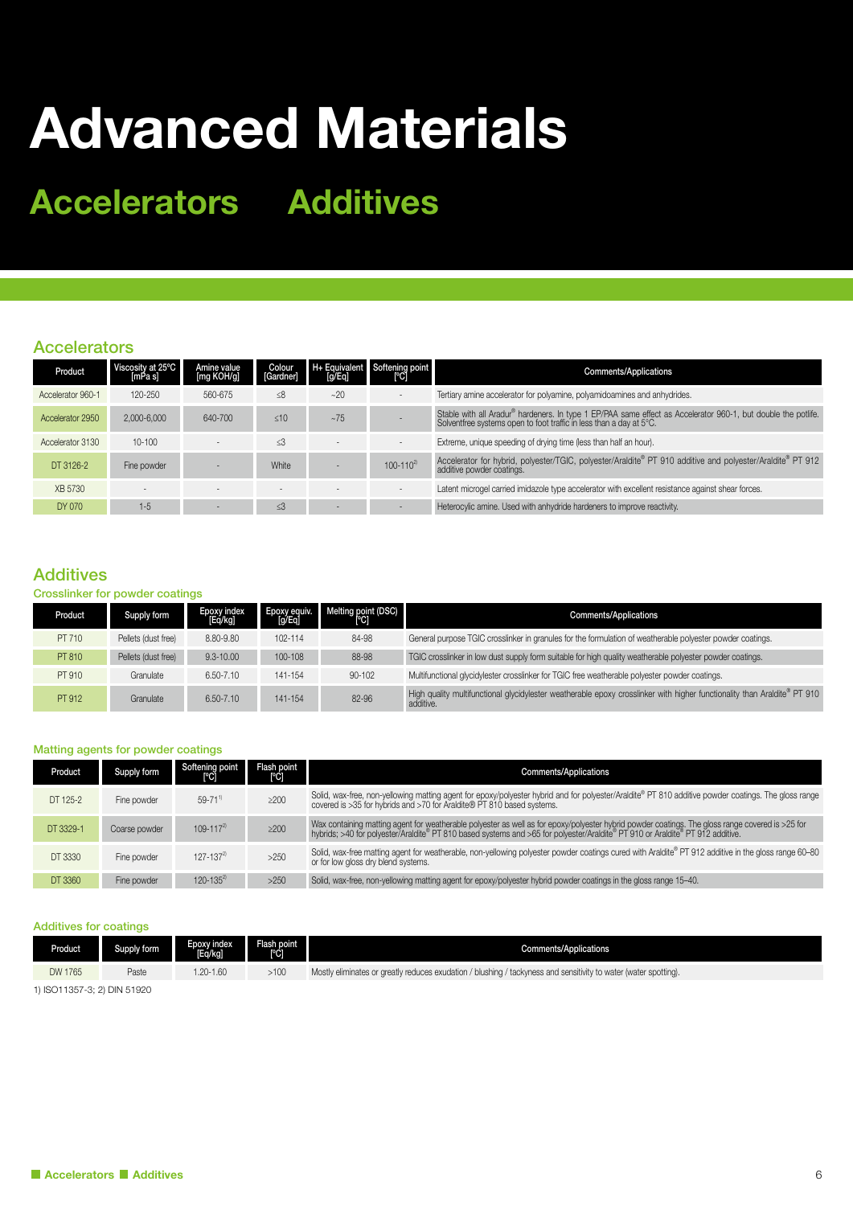# Advanced Materials

## Accelerators Additives

### Accelerators

| Product | Viscosity at 25°C [mPa s] | Amine value [mg KOH/g] | Colour [Gardner] | H+ Equivalent [g/Eq] | Softening point [°C] | Comments/Applications |
|---|---|---|---|---|---|---|
| Accelerator 960-1 | 120-250 | 560-675 | ≤8 | ~20 | - | Tertiary amine accelerator for polyamine, polyamidoamines and anhydrides. |
| Accelerator 2950 | 2,000-6,000 | 640-700 | ≤10 | ~75 | - | Stable with all Aradur® hardeners. In type 1 EP/PAA same effect as Accelerator 960-1, but double the potlife. Solventfree systems open to foot traffic in less than a day at 5°C. |
| Accelerator 3130 | 10-100 | - | ≤3 | - | - | Extreme, unique speeding of drying time (less than half an hour). |
| DT 3126-2 | Fine powder | - | White | - | 100-110[2] | Accelerator for hybrid, polyester/TGIC, polyester/Araldite® PT 910 additive and polyester/Araldite® PT 912 additive powder coatings. |
| XB 5730 | - | - | - | - | - | Latent microgel carried imidazole type accelerator with excellent resistance against shear forces. |
| DY 070 | 1-5 | - | ≤3 | - | - | Heterocylic amine. Used with anhydride hardeners to improve reactivity. |

### Additives

#### Crosslinker for powder coatings

| Product | Supply form | Epoxy index [Eq/kg] | Epoxy equiv. [g/Eq] | Melting point (DSC) [°C] | Comments/Applications |
|---|---|---|---|---|---|
| PT 710 | Pellets (dust free) | 8.80-9.80 | 102-114 | 84-98 | General purpose TGIC crosslinker in granules for the formulation of weatherable polyester powder coatings. |
| PT 810 | Pellets (dust free) | 9.3-10.00 | 100-108 | 88-98 | TGIC crosslinker in low dust supply form suitable for high quality weatherable polyester powder coatings. |
| PT 910 | Granulate | 6.50-7.10 | 141-154 | 90-102 | Multifunctional glycidylester crosslinker for TGIC free weatherable polyester powder coatings. |
| PT 912 | Granulate | 6.50-7.10 | 141-154 | 82-96 | High quality multifunctional glycidylester weatherable epoxy crosslinker with higher functionality than Araldite® PT 910 additive. |

#### Matting agents for powder coatings

| Product | Supply form | Softening point [°C] | Flash point [°C] | Comments/Applications |
|---|---|---|---|---|
| DT 125-2 | Fine powder | 59-71[1] | ≥200 | Solid, wax-free, non-yellowing matting agent for epoxy/polyester hybrid and for polyester/Araldite® PT 810 additive powder coatings. The gloss range covered is >35 for hybrids and >70 for Araldite® PT 810 based systems. |
| DT 3329-1 | Coarse powder | 109-117[2] | ≥200 | Wax containing matting agent for weatherable polyester as well as for epoxy/polyester hybrid powder coatings. The gloss range covered is >25 for hybrids; >40 for polyester/Araldite® PT 810 based systems and >65 for polyester/Araldite® PT 910 or Araldite® PT 912 additive. |
| DT 3330 | Fine powder | 127-137[2] | >250 | Solid, wax-free matting agent for weatherable, non-yellowing polyester powder coatings cured with Araldite® PT 912 additive in the gloss range 60–80 or for low gloss dry blend systems. |
| DT 3360 | Fine powder | 120-135[2] | >250 | Solid, wax-free, non-yellowing matting agent for epoxy/polyester hybrid powder coatings in the gloss range 15–40. |

#### Additives for coatings

| Product | Supply form | Epoxy index [Eq/kg] | Flash point [°C] | Comments/Applications |
|---|---|---|---|---|
| DW 1765 | Paste | 1.20-1.60 | >100 | Mostly eliminates or greatly reduces exudation / blushing / tackyness and sensitivity to water (water spotting). |

1) ISO11357-3; 2) DIN 51920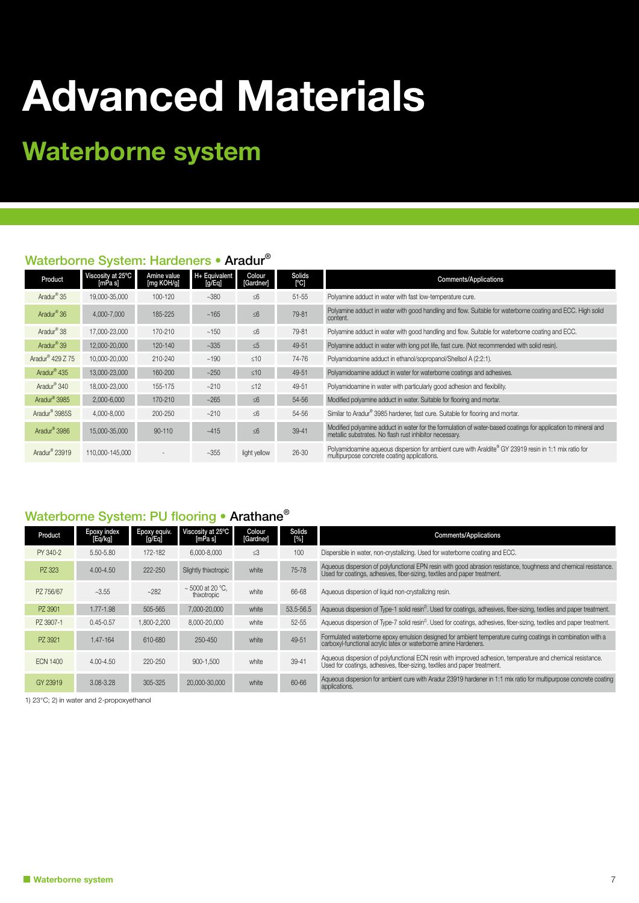# Advanced Materials

## Waterborne system

### Waterborne System: Hardeners • Aradur®

| Product | Viscosity at 25°C [mPa s] | Amine value [mg KOH/g] | H+ Equivalent [g/Eq] | Colour [Gardner] | Solids [°C] | Comments/Applications |
|---|---|---|---|---|---|---|
| Aradur® 35 | 19,000-35,000 | 100-120 | ~380 | ≤6 | 51-55 | Polyamine adduct in water with fast low-temperature cure. |
| Aradur® 36 | 4,000-7,000 | 185-225 | ~165 | ≤6 | 79-81 | Polyamine adduct in water with good handling and flow. Suitable for waterborne coating and ECC. High solid content. |
| Aradur® 38 | 17,000-23,000 | 170-210 | ~150 | ≤6 | 79-81 | Polyamine adduct in water with good handling and flow. Suitable for waterborne coating and ECC. |
| Aradur® 39 | 12,000-20,000 | 120-140 | ~335 | ≤5 | 49-51 | Polyamine adduct in water with long pot life, fast cure. (Not recommended with solid resin). |
| Aradur® 429 Z 75 | 10,000-20,000 | 210-240 | ~190 | ≤10 | 74-76 | Polyamidoamine adduct in ethanol/sopropanol/Shellsol A (2:2:1). |
| Aradur® 435 | 13,000-23,000 | 160-200 | ~250 | ≤10 | 49-51 | Polyamidoamine adduct in water for waterborne coatings and adhesives. |
| Aradur® 340 | 18,000-23,000 | 155-175 | ~210 | ≤12 | 49-51 | Polyamidoamine in water with particularly good adhesion and flexibility. |
| Aradur® 3985 | 2,000-6,000 | 170-210 | ~265 | ≤6 | 54-56 | Modified polyamine adduct in water. Suitable for flooring and mortar. |
| Aradur® 3985S | 4,000-8,000 | 200-250 | ~210 | ≤6 | 54-56 | Similar to Aradur® 3985 hardener, fast cure. Suitable for flooring and mortar. |
| Aradur® 3986 | 15,000-35,000 | 90-110 | ~415 | ≤6 | 39-41 | Modified polyamine adduct in water for the formulation of water-based coatings for application to mineral and metallic substrates. No flash rust inhibitor necessary. |
| Aradur® 23919 | 110,000-145,000 | - | ~355 | light yellow | 26-30 | Polyamidoamine aqueous dispersion for ambient cure with Araldite® GY 23919 resin in 1:1 mix ratio for multipurpose concrete coating applications. |

### Waterborne System: PU flooring • Arathane®

| Product | Epoxy index [Eq/kg] | Epoxy equiv. [g/Eq] | Viscosity at 25°C [mPa s] | Colour [Gardner] | Solids [%] | Comments/Applications |
|---|---|---|---|---|---|---|
| PY 340-2 | 5.50-5.80 | 172-182 | 6,000-8,000 | ≤3 | 100 | Dispersible in water, non-crystallizing. Used for waterborne coating and ECC. |
| PZ 323 | 4.00-4.50 | 222-250 | Slightly thixotropic | white | 75-78 | Aqueous dispersion of polyfunctional EPN resin with good abrasion resistance, toughness and chemical resistance. Used for coatings, adhesives, fiber-sizing, textiles and paper treatment. |
| PZ 756/67 | ~3.55 | ~282 | ~ 5000 at 20 °C, thixotropic | white | 66-68 | Aqueous dispersion of liquid non-crystallizing resin. |
| PZ 3901 | 1.77-1.98 | 505-565 | 7,000-20,000 | white | 53.5-56.5 | Aqueous dispersion of Type-1 solid resin[2]. Used for coatings, adhesives, fiber-sizing, textiles and paper treatment. |
| PZ 3907-1 | 0.45-0.57 | 1,800-2,200 | 8,000-20,000 | white | 52-55 | Aqueous dispersion of Type-7 solid resin[2]. Used for coatings, adhesives, fiber-sizing, textiles and paper treatment. |
| PZ 3921 | 1.47-164 | 610-680 | 250-450 | white | 49-51 | Formulated waterborne epoxy emulsion designed for ambient temperature curing coatings in combination with a carboxyl-functional acrylic latex or waterborne amine Hardeners. |
| ECN 1400 | 4.00-4.50 | 220-250 | 900-1,500 | white | 39-41 | Aqueous dispersion of polyfunctional ECN resin with improved adhesion, temperature and chemical resistance. Used for coatings, adhesives, fiber-sizing, textiles and paper treatment. |
| GY 23919 | 3.08-3.28 | 305-325 | 20,000-30,000 | white | 60-66 | Aqueous dispersion for ambient cure with Aradur 23919 hardener in 1:1 mix ratio for multipurpose concrete coating applications. |

1) 23°C; 2) in water and 2-propoxyethanol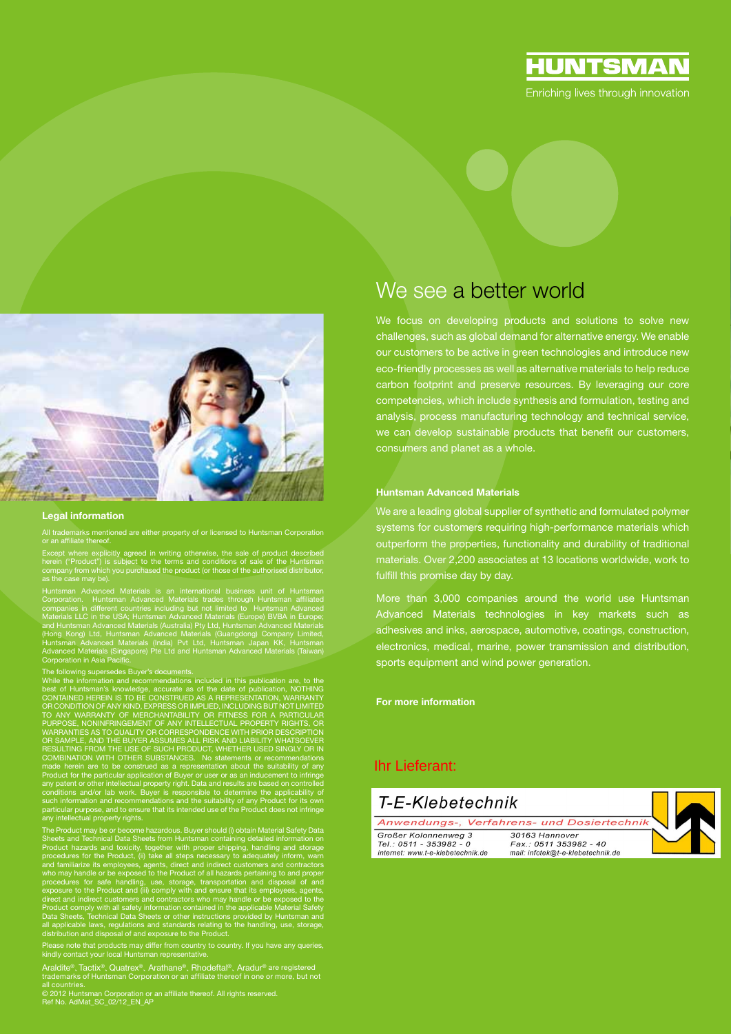HUNTSMAN

Enriching lives through innovation

# We see a better world

We focus on developing products and solutions to solve new challenges, such as global demand for alternative energy. We enable our customers to be active in green technologies and introduce new eco-friendly processes as well as alternative materials to help reduce carbon footprint and preserve resources. By leveraging our core competencies, which include synthesis and formulation, testing and analysis, process manufacturing technology and technical service, we can develop sustainable products that benefit our customers, consumers and planet as a whole.

**Huntsman Advanced Materials**

We are a leading global supplier of synthetic and formulated polymer systems for customers requiring high-performance materials which outperform the properties, functionality and durability of traditional materials. Over 2,200 associates at 13 locations worldwide, work to fulfill this promise day by day.

More than 3,000 companies around the world use Huntsman Advanced Materials technologies in key markets such as adhesives and inks, aerospace, automotive, coatings, construction, electronics, medical, marine, power transmission and distribution, sports equipment and wind power generation.

**For more information**

Ihr Lieferant:

*T-E-Klebetechnik*

*Anwendungs-, Verfahrens- und Dosiertechnik*

*Großer Kolonnenweg 3*
*Tel.: 0511 - 353982 - 0*
*internet: www.t-e-klebetechnik.de*

*30163 Hannover*
*Fax.: 0511 353982 - 40*
*mail: infotek@t-e-klebetechnik.de*

**Legal information**

All trademarks mentioned are either property of or licensed to Huntsman Corporation or an affiliate thereof.

Except where explicitly agreed in writing otherwise, the sale of product described herein ("Product") is subject to the terms and conditions of sale of the Huntsman company from which you purchased the product (or those of the authorised distributor, as the case may be).

Huntsman Advanced Materials is an international business unit of Huntsman Corporation. Huntsman Advanced Materials trades through Huntsman affiliated companies in different countries including but not limited to Huntsman Advanced Materials LLC in the USA; Huntsman Advanced Materials (Europe) BVBA in Europe; and Huntsman Advanced Materials (Australia) Pty Ltd, Huntsman Advanced Materials (Hong Kong) Ltd, Huntsman Advanced Materials (Guangdong) Company Limited, Huntsman Advanced Materials (India) Pvt Ltd, Huntsman Japan KK, Huntsman Advanced Materials (Singapore) Pte Ltd and Huntsman Advanced Materials (Taiwan) Corporation in Asia Pacific.

The following supersedes Buyer's documents.
While the information and recommendations included in this publication are, to the best of Huntsman's knowledge, accurate as of the date of publication, NOTHING CONTAINED HEREIN IS TO BE CONSTRUED AS A REPRESENTATION, WARRANTY OR CONDITION OF ANY KIND, EXPRESS OR IMPLIED, INCLUDING BUT NOT LIMITED TO ANY WARRANTY OF MERCHANTABILITY OR FITNESS FOR A PARTICULAR PURPOSE, NONINFRINGEMENT OF ANY INTELLECTUAL PROPERTY RIGHTS, OR WARRANTIES AS TO QUALITY OR CORRESPONDENCE WITH PRIOR DESCRIPTION OR SAMPLE, AND THE BUYER ASSUMES ALL RISK AND LIABILITY WHATSOEVER RESULTING FROM THE USE OF SUCH PRODUCT, WHETHER USED SINGLY OR IN COMBINATION WITH OTHER SUBSTANCES. No statements or recommendations made herein are to be construed as a representation about the suitability of any Product for the particular application of Buyer or user or as an inducement to infringe any patent or other intellectual property right. Data and results are based on controlled conditions and/or lab work. Buyer is responsible to determine the applicability of such information and recommendations and the suitability of any Product for its own particular purpose, and to ensure that its intended use of the Product does not infringe any intellectual property rights.

The Product may be or become hazardous. Buyer should (i) obtain Material Safety Data Sheets and Technical Data Sheets from Huntsman containing detailed information on Product hazards and toxicity, together with proper shipping, handling and storage procedures for the Product, (ii) take all steps necessary to adequately inform, warn and familiarize its employees, agents, direct and indirect customers and contractors who may handle or be exposed to the Product of all hazards pertaining to and proper procedures for safe handling, use, storage, transportation and disposal of and exposure to the Product and (iii) comply with and ensure that its employees, agents, direct and indirect customers and contractors who may handle or be exposed to the Product comply with all safety information contained in the applicable Material Safety Data Sheets, Technical Data Sheets or other instructions provided by Huntsman and all applicable laws, regulations and standards relating to the handling, use, storage, distribution and disposal of and exposure to the Product.

Please note that products may differ from country to country. If you have any queries, kindly contact your local Huntsman representative.

Araldite®, Tactix®, Quatrex®, Arathane®, Rhodeftal®, Aradur® are registered trademarks of Huntsman Corporation or an affiliate thereof in one or more, but not all countries.
© 2012 Huntsman Corporation or an affiliate thereof. All rights reserved.
Ref No. AdMat_SC_02/12_EN_AP